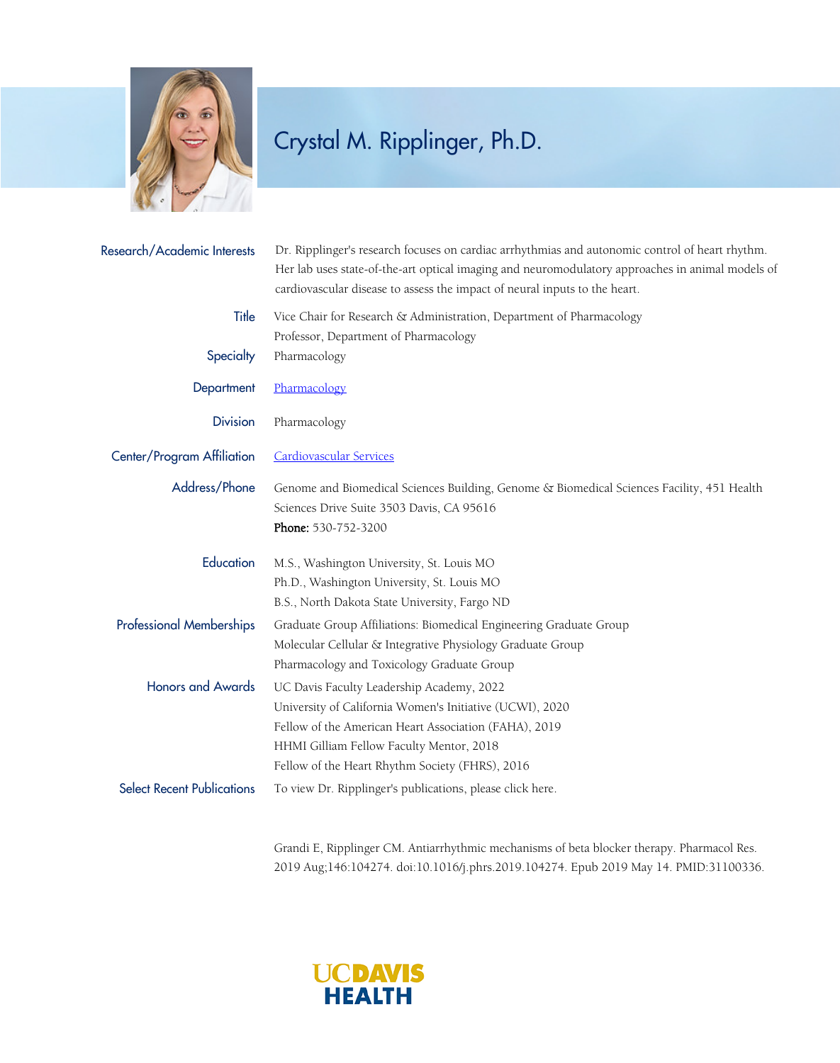# Crystal M. Ripplinger, Ph.D.

**Research/Academic Interests**
Dr. Ripplinger's research focuses on cardiac arrhythmias and autonomic control of heart rhythm. Her lab uses state-of-the-art optical imaging and neuromodulatory approaches in animal models of cardiovascular disease to assess the impact of neural inputs to the heart.

**Title**
Vice Chair for Research & Administration, Department of Pharmacology
Professor, Department of Pharmacology

**Specialty**
Pharmacology

**Department**
Pharmacology

**Division**
Pharmacology

**Center/Program Affiliation**
Cardiovascular Services

**Address/Phone**
Genome and Biomedical Sciences Building, Genome & Biomedical Sciences Facility, 451 Health Sciences Drive Suite 3503 Davis, CA 95616
**Phone:** 530-752-3200

**Education**
M.S., Washington University, St. Louis MO
Ph.D., Washington University, St. Louis MO
B.S., North Dakota State University, Fargo ND

**Professional Memberships**
Graduate Group Affiliations: Biomedical Engineering Graduate Group
Molecular Cellular & Integrative Physiology Graduate Group
Pharmacology and Toxicology Graduate Group

**Honors and Awards**
UC Davis Faculty Leadership Academy, 2022
University of California Women's Initiative (UCWI), 2020
Fellow of the American Heart Association (FAHA), 2019
HHMI Gilliam Fellow Faculty Mentor, 2018
Fellow of the Heart Rhythm Society (FHRS), 2016

**Select Recent Publications**
To view Dr. Ripplinger's publications, please click here.

Grandi E, Ripplinger CM. Antiarrhythmic mechanisms of beta blocker therapy. Pharmacol Res. 2019 Aug;146:104274. doi:10.1016/j.phrs.2019.104274. Epub 2019 May 14. PMID:31100336.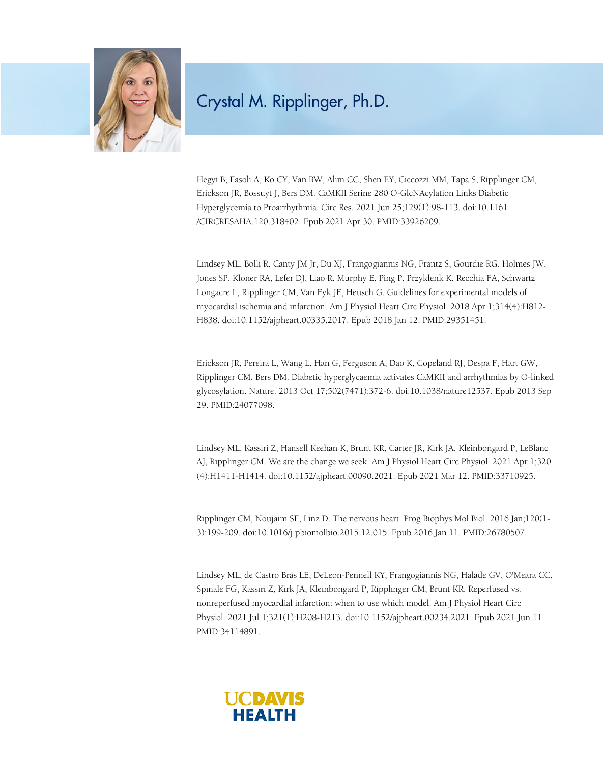# Crystal M. Ripplinger, Ph.D.

Hegyi B, Fasoli A, Ko CY, Van BW, Alim CC, Shen EY, Ciccozzi MM, Tapa S, Ripplinger CM, Erickson JR, Bossuyt J, Bers DM. CaMKII Serine 280 O-GlcNAcylation Links Diabetic Hyperglycemia to Proarrhythmia. Circ Res. 2021 Jun 25;129(1):98-113. doi:10.1161/CIRCRESAHA.120.318402. Epub 2021 Apr 30. PMID:33926209.

Lindsey ML, Bolli R, Canty JM Jr, Du XJ, Frangogiannis NG, Frantz S, Gourdie RG, Holmes JW, Jones SP, Kloner RA, Lefer DJ, Liao R, Murphy E, Ping P, Przyklenk K, Recchia FA, Schwartz Longacre L, Ripplinger CM, Van Eyk JE, Heusch G. Guidelines for experimental models of myocardial ischemia and infarction. Am J Physiol Heart Circ Physiol. 2018 Apr 1;314(4):H812-H838. doi:10.1152/ajpheart.00335.2017. Epub 2018 Jan 12. PMID:29351451.

Erickson JR, Pereira L, Wang L, Han G, Ferguson A, Dao K, Copeland RJ, Despa F, Hart GW, Ripplinger CM, Bers DM. Diabetic hyperglycaemia activates CaMKII and arrhythmias by O-linked glycosylation. Nature. 2013 Oct 17;502(7471):372-6. doi:10.1038/nature12537. Epub 2013 Sep 29. PMID:24077098.

Lindsey ML, Kassiri Z, Hansell Keehan K, Brunt KR, Carter JR, Kirk JA, Kleinbongard P, LeBlanc AJ, Ripplinger CM. We are the change we seek. Am J Physiol Heart Circ Physiol. 2021 Apr 1;320(4):H1411-H1414. doi:10.1152/ajpheart.00090.2021. Epub 2021 Mar 12. PMID:33710925.

Ripplinger CM, Noujaim SF, Linz D. The nervous heart. Prog Biophys Mol Biol. 2016 Jan;120(1-3):199-209. doi:10.1016/j.pbiomolbio.2015.12.015. Epub 2016 Jan 11. PMID:26780507.

Lindsey ML, de Castro Brás LE, DeLeon-Pennell KY, Frangogiannis NG, Halade GV, O'Meara CC, Spinale FG, Kassiri Z, Kirk JA, Kleinbongard P, Ripplinger CM, Brunt KR. Reperfused vs. nonreperfused myocardial infarction: when to use which model. Am J Physiol Heart Circ Physiol. 2021 Jul 1;321(1):H208-H213. doi:10.1152/ajpheart.00234.2021. Epub 2021 Jun 11. PMID:34114891.

UC DAVIS HEALTH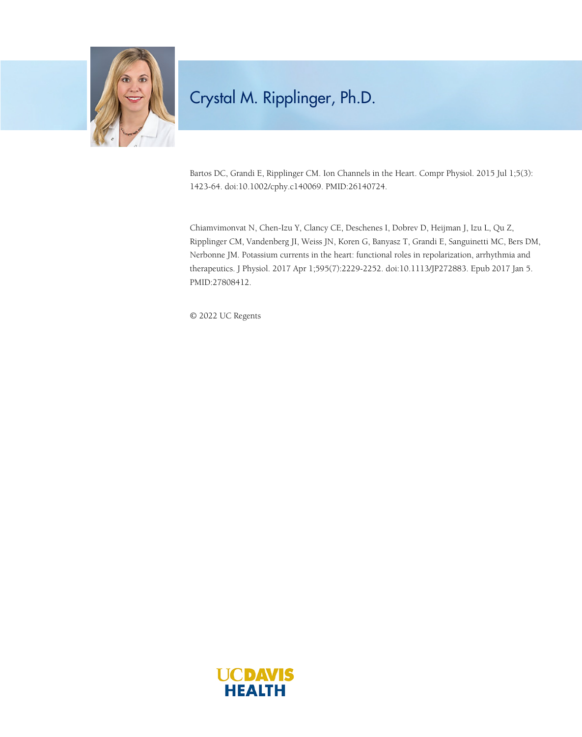# Crystal M. Ripplinger, Ph.D.

Bartos DC, Grandi E, Ripplinger CM. Ion Channels in the Heart. Compr Physiol. 2015 Jul 1;5(3): 1423-64. doi:10.1002/cphy.c140069. PMID:26140724.

Chiamvimonvat N, Chen-Izu Y, Clancy CE, Deschenes I, Dobrev D, Heijman J, Izu L, Qu Z, Ripplinger CM, Vandenberg JI, Weiss JN, Koren G, Banyasz T, Grandi E, Sanguinetti MC, Bers DM, Nerbonne JM. Potassium currents in the heart: functional roles in repolarization, arrhythmia and therapeutics. J Physiol. 2017 Apr 1;595(7):2229-2252. doi:10.1113/JP272883. Epub 2017 Jan 5. PMID:27808412.

© 2022 UC Regents

UC DAVIS HEALTH